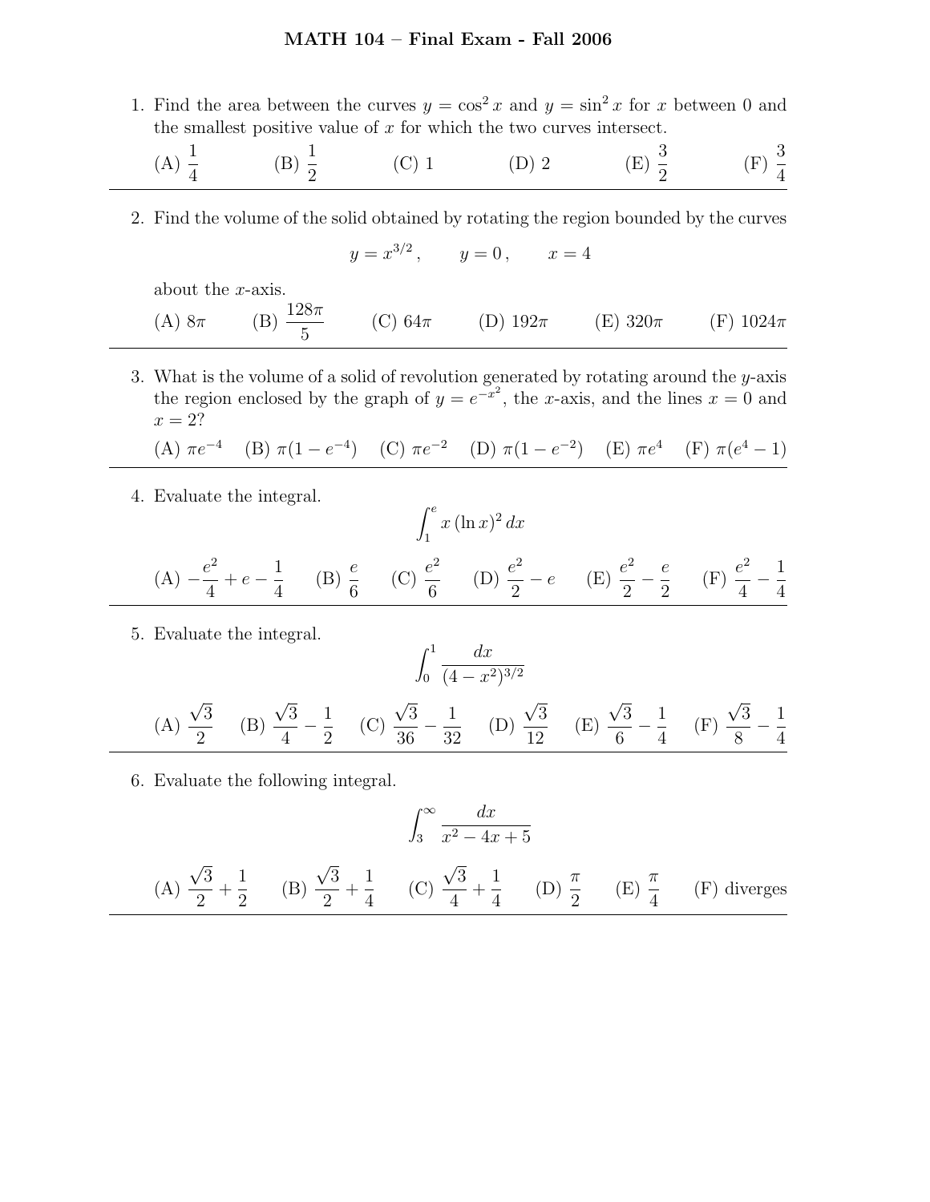# MATH 104 – Final Exam - Fall 2006

1. Find the area between the curves $y = \cos^2 x$ and $y = \sin^2 x$ for $x$ between 0 and the smallest positive value of $x$ for which the two curves intersect.

   (A) $\frac{1}{4}$ (B) $\frac{1}{2}$ (C) 1 (D) 2 (E) $\frac{3}{2}$ (F) $\frac{3}{4}$

---

2. Find the volume of the solid obtained by rotating the region bounded by the curves

   $$y = x^{3/2}\,, \qquad y = 0\,, \qquad x = 4$$

   about the $x$-axis.

   (A) $8\pi$ (B) $\frac{128\pi}{5}$ (C) $64\pi$ (D) $192\pi$ (E) $320\pi$ (F) $1024\pi$

---

3. What is the volume of a solid of revolution generated by rotating around the $y$-axis the region enclosed by the graph of $y = e^{-x^2}$, the $x$-axis, and the lines $x = 0$ and $x = 2$?

   (A) $\pi e^{-4}$ (B) $\pi(1 - e^{-4})$ (C) $\pi e^{-2}$ (D) $\pi(1 - e^{-2})$ (E) $\pi e^{4}$ (F) $\pi(e^4 - 1)$

---

4. Evaluate the integral.

   $$\int_1^e x\,(\ln x)^2\,dx$$

   (A) $-\frac{e^2}{4} + e - \frac{1}{4}$ (B) $\frac{e}{6}$ (C) $\frac{e^2}{6}$ (D) $\frac{e^2}{2} - e$ (E) $\frac{e^2}{2} - \frac{e}{2}$ (F) $\frac{e^2}{4} - \frac{1}{4}$

---

5. Evaluate the integral.

   $$\int_0^1 \frac{dx}{(4 - x^2)^{3/2}}$$

   (A) $\frac{\sqrt{3}}{2}$ (B) $\frac{\sqrt{3}}{4} - \frac{1}{2}$ (C) $\frac{\sqrt{3}}{36} - \frac{1}{32}$ (D) $\frac{\sqrt{3}}{12}$ (E) $\frac{\sqrt{3}}{6} - \frac{1}{4}$ (F) $\frac{\sqrt{3}}{8} - \frac{1}{4}$

---

6. Evaluate the following integral.

   $$\int_3^\infty \frac{dx}{x^2 - 4x + 5}$$

   (A) $\frac{\sqrt{3}}{2} + \frac{1}{2}$ (B) $\frac{\sqrt{3}}{2} + \frac{1}{4}$ (C) $\frac{\sqrt{3}}{4} + \frac{1}{4}$ (D) $\frac{\pi}{2}$ (E) $\frac{\pi}{4}$ (F) diverges

---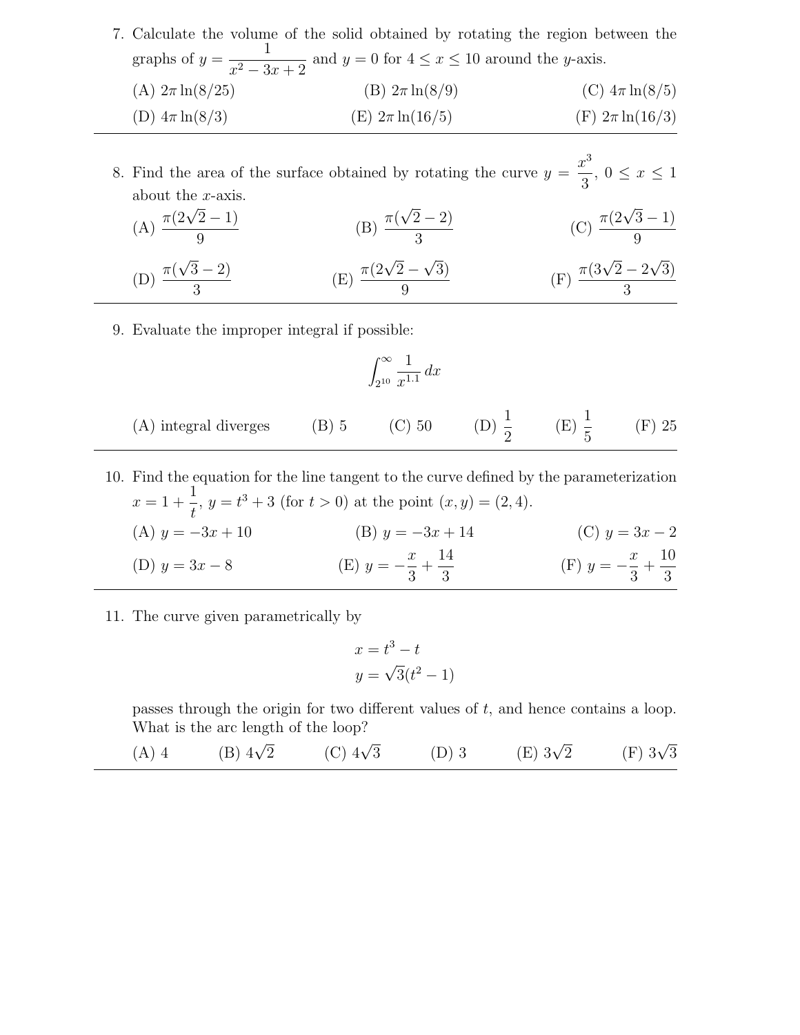7. Calculate the volume of the solid obtained by rotating the region between the graphs of $y = \dfrac{1}{x^2 - 3x + 2}$ and $y = 0$ for $4 \le x \le 10$ around the $y$-axis.

   (A) $2\pi \ln(8/25)$ (B) $2\pi \ln(8/9)$ (C) $4\pi \ln(8/5)$

   (D) $4\pi \ln(8/3)$ (E) $2\pi \ln(16/5)$ (F) $2\pi \ln(16/3)$

---

8. Find the area of the surface obtained by rotating the curve $y = \dfrac{x^3}{3}$, $0 \le x \le 1$ about the $x$-axis.

   (A) $\dfrac{\pi(2\sqrt{2} - 1)}{9}$ (B) $\dfrac{\pi(\sqrt{2} - 2)}{3}$ (C) $\dfrac{\pi(2\sqrt{3} - 1)}{9}$

   (D) $\dfrac{\pi(\sqrt{3} - 2)}{3}$ (E) $\dfrac{\pi(2\sqrt{2} - \sqrt{3})}{9}$ (F) $\dfrac{\pi(3\sqrt{2} - 2\sqrt{3})}{3}$

---

9. Evaluate the improper integral if possible:

$$\int_{2^{10}}^{\infty} \frac{1}{x^{1.1}}\, dx$$

   (A) integral diverges (B) 5 (C) 50 (D) $\dfrac{1}{2}$ (E) $\dfrac{1}{5}$ (F) 25

---

10. Find the equation for the line tangent to the curve defined by the parameterization $x = 1 + \dfrac{1}{t}$, $y = t^3 + 3$ (for $t > 0$) at the point $(x, y) = (2, 4)$.

   (A) $y = -3x + 10$ (B) $y = -3x + 14$ (C) $y = 3x - 2$

   (D) $y = 3x - 8$ (E) $y = -\dfrac{x}{3} + \dfrac{14}{3}$ (F) $y = -\dfrac{x}{3} + \dfrac{10}{3}$

---

11. The curve given parametrically by

$$x = t^3 - t$$
$$y = \sqrt{3}(t^2 - 1)$$

   passes through the origin for two different values of $t$, and hence contains a loop. What is the arc length of the loop?

   (A) 4 (B) $4\sqrt{2}$ (C) $4\sqrt{3}$ (D) 3 (E) $3\sqrt{2}$ (F) $3\sqrt{3}$

---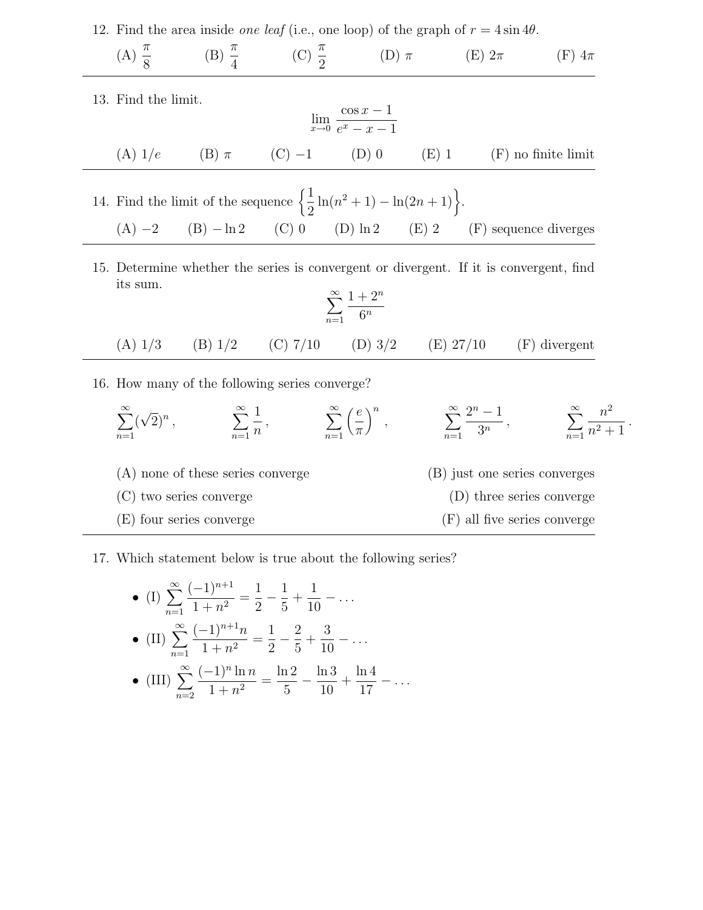12. Find the area inside *one leaf* (i.e., one loop) of the graph of $r = 4\sin 4\theta$.

(A) $\dfrac{\pi}{8}$ (B) $\dfrac{\pi}{4}$ (C) $\dfrac{\pi}{2}$ (D) $\pi$ (E) $2\pi$ (F) $4\pi$

---

13. Find the limit.

$$\lim_{x\to 0} \frac{\cos x - 1}{e^x - x - 1}$$

(A) $1/e$ (B) $\pi$ (C) $-1$ (D) 0 (E) 1 (F) no finite limit

---

14. Find the limit of the sequence $\left\{ \dfrac{1}{2}\ln(n^2+1) - \ln(2n+1) \right\}$.

(A) $-2$ (B) $-\ln 2$ (C) 0 (D) $\ln 2$ (E) 2 (F) sequence diverges

---

15. Determine whether the series is convergent or divergent. If it is convergent, find its sum.

$$\sum_{n=1}^{\infty} \frac{1+2^n}{6^n}$$

(A) 1/3 (B) 1/2 (C) 7/10 (D) 3/2 (E) 27/10 (F) divergent

---

16. How many of the following series converge?

$$\sum_{n=1}^{\infty} (\sqrt{2})^n, \qquad \sum_{n=1}^{\infty} \frac{1}{n}, \qquad \sum_{n=1}^{\infty} \left(\frac{e}{\pi}\right)^n, \qquad \sum_{n=1}^{\infty} \frac{2^n - 1}{3^n}, \qquad \sum_{n=1}^{\infty} \frac{n^2}{n^2+1}.$$

(A) none of these series converge  
(B) just one series converges  
(C) two series converge  
(D) three series converge  
(E) four series converge  
(F) all five series converge

---

17. Which statement below is true about the following series?

- (I) $\displaystyle\sum_{n=1}^{\infty} \frac{(-1)^{n+1}}{1+n^2} = \frac{1}{2} - \frac{1}{5} + \frac{1}{10} - \dots$
- (II) $\displaystyle\sum_{n=1}^{\infty} \frac{(-1)^{n+1} n}{1+n^2} = \frac{1}{2} - \frac{2}{5} + \frac{3}{10} - \dots$
- (III) $\displaystyle\sum_{n=2}^{\infty} \frac{(-1)^n \ln n}{1+n^2} = \frac{\ln 2}{5} - \frac{\ln 3}{10} + \frac{\ln 4}{17} - \dots$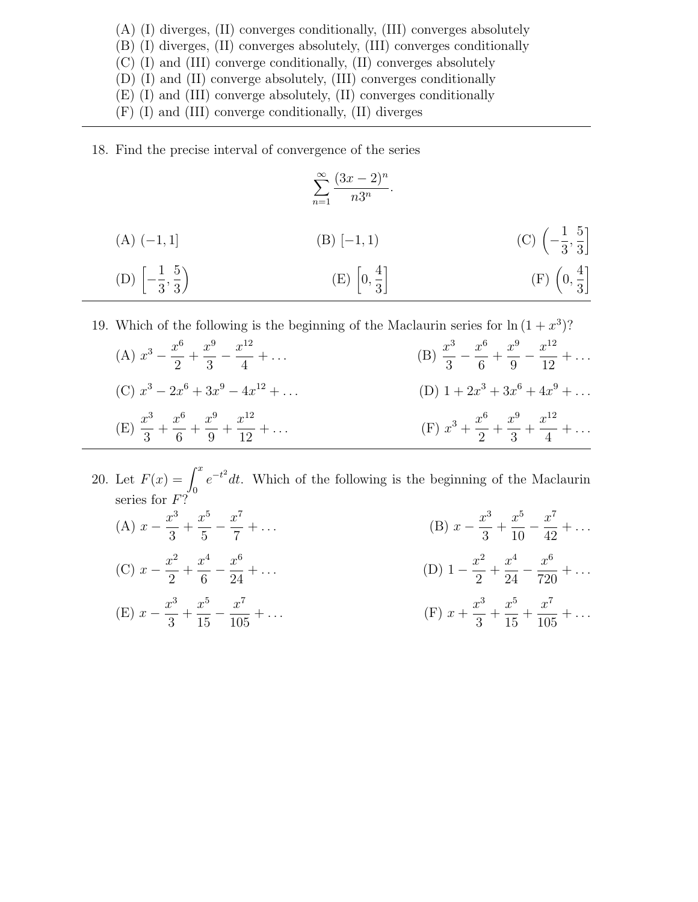(A) (I) diverges, (II) converges conditionally, (III) converges absolutely
(B) (I) diverges, (II) converges absolutely, (III) converges conditionally
(C) (I) and (III) converge conditionally, (II) converges absolutely
(D) (I) and (II) converge absolutely, (III) converges conditionally
(E) (I) and (III) converge absolutely, (II) converges conditionally
(F) (I) and (III) converge conditionally, (II) diverges

---

18. Find the precise interval of convergence of the series

$$\sum_{n=1}^{\infty} \frac{(3x-2)^n}{n3^n}.$$

(A) $(-1, 1]$ (B) $[-1, 1)$ (C) $\left(-\frac{1}{3}, \frac{5}{3}\right]$

(D) $\left[-\frac{1}{3}, \frac{5}{3}\right)$ (E) $\left[0, \frac{4}{3}\right]$ (F) $\left(0, \frac{4}{3}\right]$

---

19. Which of the following is the beginning of the Maclaurin series for $\ln(1+x^3)$?

(A) $x^3 - \frac{x^6}{2} + \frac{x^9}{3} - \frac{x^{12}}{4} + \ldots$ (B) $\frac{x^3}{3} - \frac{x^6}{6} + \frac{x^9}{9} - \frac{x^{12}}{12} + \ldots$

(C) $x^3 - 2x^6 + 3x^9 - 4x^{12} + \ldots$ (D) $1 + 2x^3 + 3x^6 + 4x^9 + \ldots$

(E) $\frac{x^3}{3} + \frac{x^6}{6} + \frac{x^9}{9} + \frac{x^{12}}{12} + \ldots$ (F) $x^3 + \frac{x^6}{2} + \frac{x^9}{3} + \frac{x^{12}}{4} + \ldots$

---

20. Let $F(x) = \int_0^x e^{-t^2} dt$. Which of the following is the beginning of the Maclaurin series for $F$?

(A) $x - \frac{x^3}{3} + \frac{x^5}{5} - \frac{x^7}{7} + \ldots$ (B) $x - \frac{x^3}{3} + \frac{x^5}{10} - \frac{x^7}{42} + \ldots$

(C) $x - \frac{x^2}{2} + \frac{x^4}{6} - \frac{x^6}{24} + \ldots$ (D) $1 - \frac{x^2}{2} + \frac{x^4}{24} - \frac{x^6}{720} + \ldots$

(E) $x - \frac{x^3}{3} + \frac{x^5}{15} - \frac{x^7}{105} + \ldots$ (F) $x + \frac{x^3}{3} + \frac{x^5}{15} + \frac{x^7}{105} + \ldots$